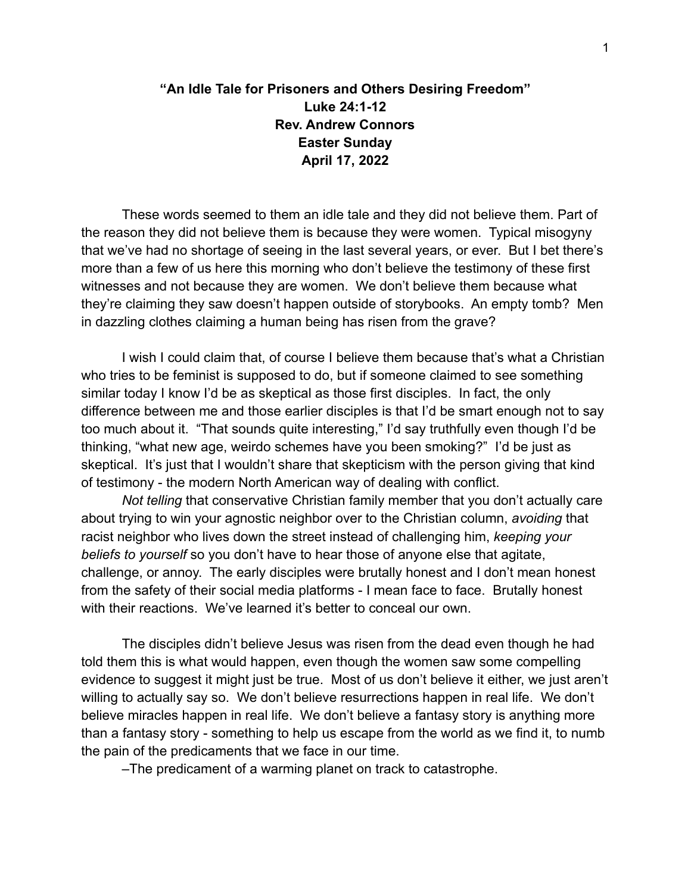**"An Idle Tale for Prisoners and Others Desiring Freedom"**
**Luke 24:1-12**
**Rev. Andrew Connors**
**Easter Sunday**
**April 17, 2022**

These words seemed to them an idle tale and they did not believe them. Part of the reason they did not believe them is because they were women. Typical misogyny that we've had no shortage of seeing in the last several years, or ever. But I bet there's more than a few of us here this morning who don't believe the testimony of these first witnesses and not because they are women. We don't believe them because what they're claiming they saw doesn't happen outside of storybooks. An empty tomb? Men in dazzling clothes claiming a human being has risen from the grave?

I wish I could claim that, of course I believe them because that's what a Christian who tries to be feminist is supposed to do, but if someone claimed to see something similar today I know I'd be as skeptical as those first disciples. In fact, the only difference between me and those earlier disciples is that I'd be smart enough not to say too much about it. "That sounds quite interesting," I'd say truthfully even though I'd be thinking, "what new age, weirdo schemes have you been smoking?" I'd be just as skeptical. It's just that I wouldn't share that skepticism with the person giving that kind of testimony - the modern North American way of dealing with conflict.

*Not telling* that conservative Christian family member that you don't actually care about trying to win your agnostic neighbor over to the Christian column, *avoiding* that racist neighbor who lives down the street instead of challenging him, *keeping your beliefs to yourself* so you don't have to hear those of anyone else that agitate, challenge, or annoy. The early disciples were brutally honest and I don't mean honest from the safety of their social media platforms - I mean face to face. Brutally honest with their reactions. We've learned it's better to conceal our own.

The disciples didn't believe Jesus was risen from the dead even though he had told them this is what would happen, even though the women saw some compelling evidence to suggest it might just be true. Most of us don't believe it either, we just aren't willing to actually say so. We don't believe resurrections happen in real life. We don't believe miracles happen in real life. We don't believe a fantasy story is anything more than a fantasy story - something to help us escape from the world as we find it, to numb the pain of the predicaments that we face in our time.

–The predicament of a warming planet on track to catastrophe.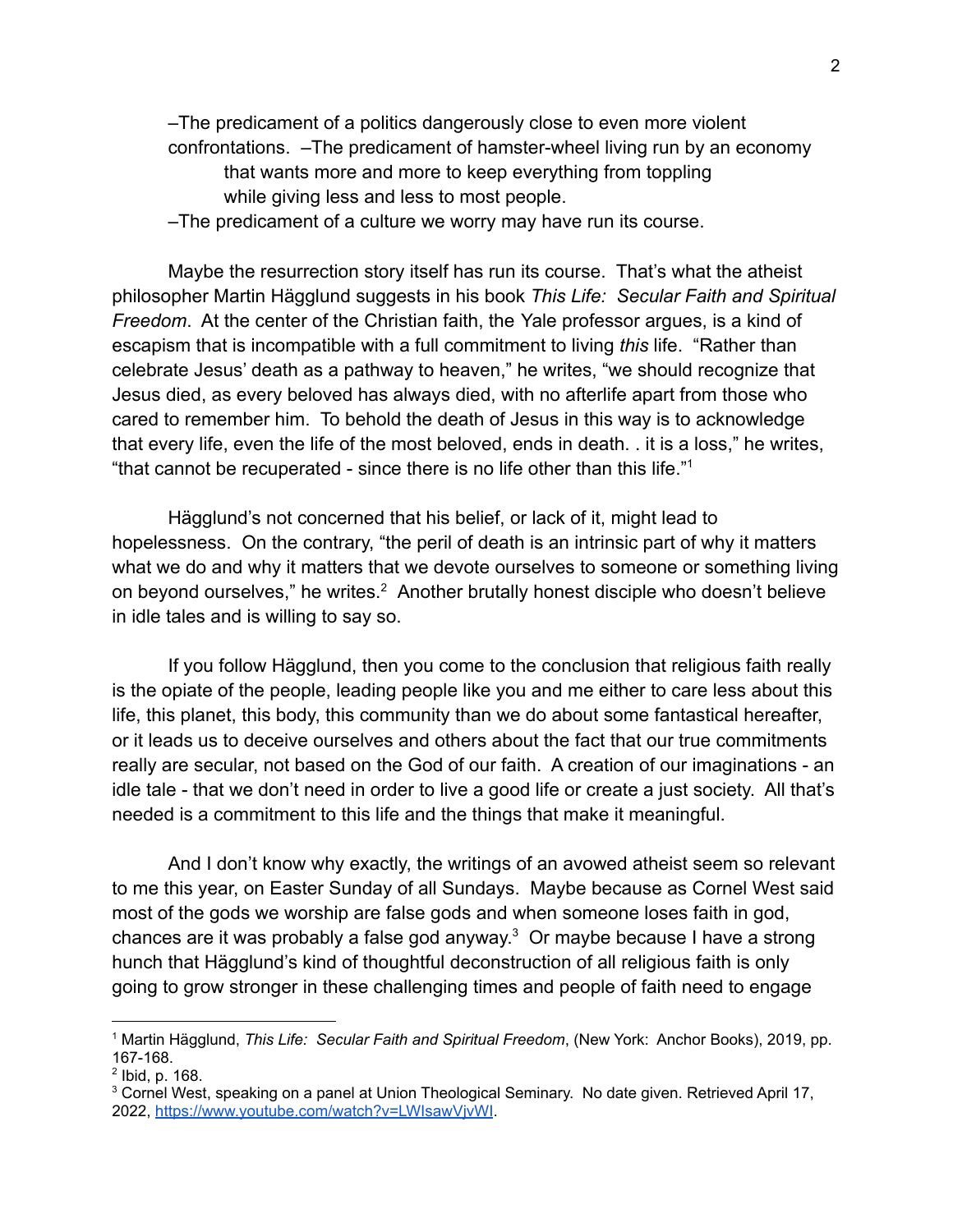–The predicament of a politics dangerously close to even more violent confrontations. –The predicament of hamster-wheel living run by an economy that wants more and more to keep everything from toppling while giving less and less to most people.

–The predicament of a culture we worry may have run its course.

Maybe the resurrection story itself has run its course. That's what the atheist philosopher Martin Hägglund suggests in his book *This Life: Secular Faith and Spiritual Freedom*. At the center of the Christian faith, the Yale professor argues, is a kind of escapism that is incompatible with a full commitment to living *this* life. "Rather than celebrate Jesus' death as a pathway to heaven," he writes, "we should recognize that Jesus died, as every beloved has always died, with no afterlife apart from those who cared to remember him. To behold the death of Jesus in this way is to acknowledge that every life, even the life of the most beloved, ends in death. . it is a loss," he writes, "that cannot be recuperated - since there is no life other than this life."[1]

Hägglund's not concerned that his belief, or lack of it, might lead to hopelessness. On the contrary, "the peril of death is an intrinsic part of why it matters what we do and why it matters that we devote ourselves to someone or something living on beyond ourselves," he writes.[2] Another brutally honest disciple who doesn't believe in idle tales and is willing to say so.

If you follow Hägglund, then you come to the conclusion that religious faith really is the opiate of the people, leading people like you and me either to care less about this life, this planet, this body, this community than we do about some fantastical hereafter, or it leads us to deceive ourselves and others about the fact that our true commitments really are secular, not based on the God of our faith. A creation of our imaginations - an idle tale - that we don't need in order to live a good life or create a just society. All that's needed is a commitment to this life and the things that make it meaningful.

And I don't know why exactly, the writings of an avowed atheist seem so relevant to me this year, on Easter Sunday of all Sundays. Maybe because as Cornel West said most of the gods we worship are false gods and when someone loses faith in god, chances are it was probably a false god anyway.[3] Or maybe because I have a strong hunch that Hägglund's kind of thoughtful deconstruction of all religious faith is only going to grow stronger in these challenging times and people of faith need to engage

---

[1] Martin Hägglund, *This Life: Secular Faith and Spiritual Freedom*, (New York: Anchor Books), 2019, pp. 167-168.

[2] Ibid, p. 168.

[3] Cornel West, speaking on a panel at Union Theological Seminary. No date given. Retrieved April 17, 2022, https://www.youtube.com/watch?v=LWIsawVjvWI.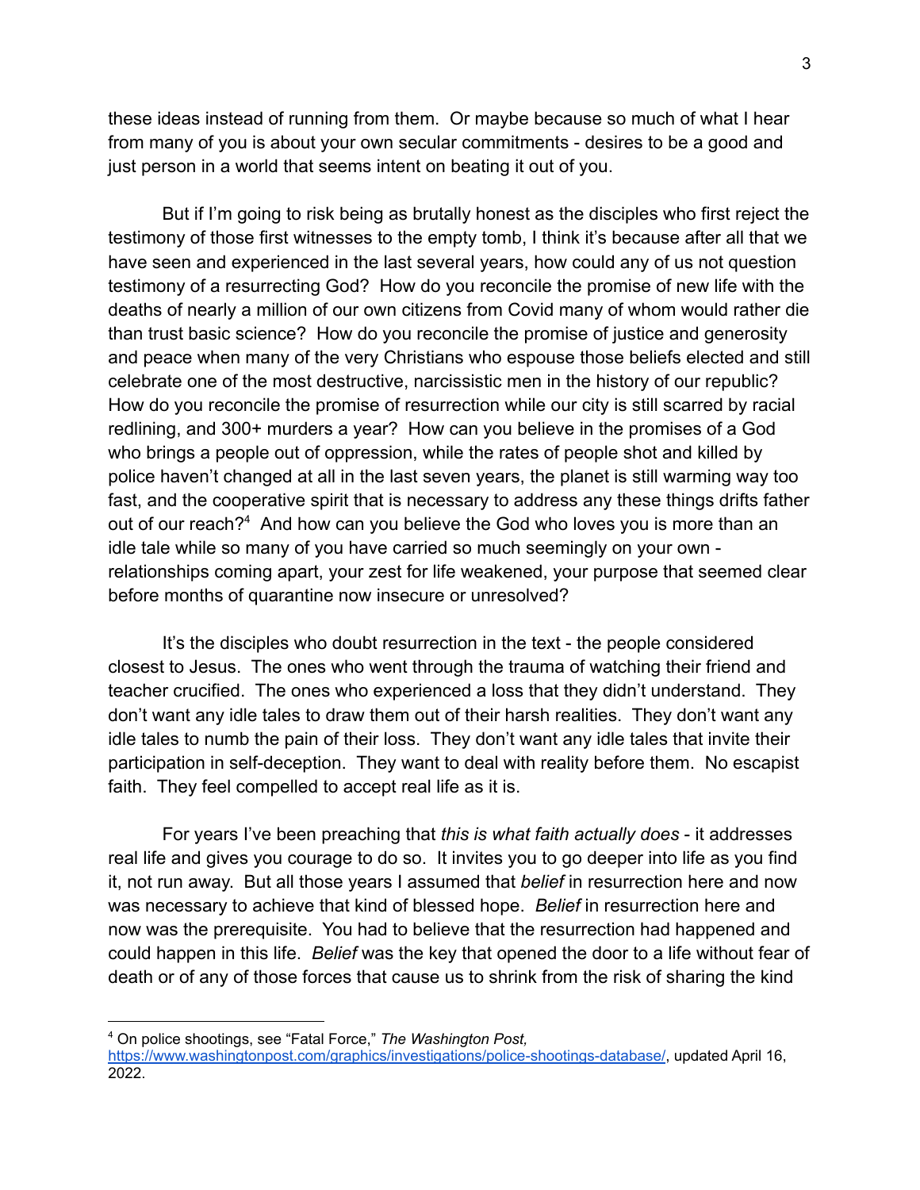these ideas instead of running from them. Or maybe because so much of what I hear from many of you is about your own secular commitments - desires to be a good and just person in a world that seems intent on beating it out of you.

But if I'm going to risk being as brutally honest as the disciples who first reject the testimony of those first witnesses to the empty tomb, I think it's because after all that we have seen and experienced in the last several years, how could any of us not question testimony of a resurrecting God? How do you reconcile the promise of new life with the deaths of nearly a million of our own citizens from Covid many of whom would rather die than trust basic science? How do you reconcile the promise of justice and generosity and peace when many of the very Christians who espouse those beliefs elected and still celebrate one of the most destructive, narcissistic men in the history of our republic? How do you reconcile the promise of resurrection while our city is still scarred by racial redlining, and 300+ murders a year? How can you believe in the promises of a God who brings a people out of oppression, while the rates of people shot and killed by police haven't changed at all in the last seven years, the planet is still warming way too fast, and the cooperative spirit that is necessary to address any these things drifts father out of our reach?[4] And how can you believe the God who loves you is more than an idle tale while so many of you have carried so much seemingly on your own - relationships coming apart, your zest for life weakened, your purpose that seemed clear before months of quarantine now insecure or unresolved?

It's the disciples who doubt resurrection in the text - the people considered closest to Jesus. The ones who went through the trauma of watching their friend and teacher crucified. The ones who experienced a loss that they didn't understand. They don't want any idle tales to draw them out of their harsh realities. They don't want any idle tales to numb the pain of their loss. They don't want any idle tales that invite their participation in self-deception. They want to deal with reality before them. No escapist faith. They feel compelled to accept real life as it is.

For years I've been preaching that *this is what faith actually does* - it addresses real life and gives you courage to do so. It invites you to go deeper into life as you find it, not run away. But all those years I assumed that *belief* in resurrection here and now was necessary to achieve that kind of blessed hope. *Belief* in resurrection here and now was the prerequisite. You had to believe that the resurrection had happened and could happen in this life. *Belief* was the key that opened the door to a life without fear of death or of any of those forces that cause us to shrink from the risk of sharing the kind

---

[4] On police shootings, see "Fatal Force," *The Washington Post,* https://www.washingtonpost.com/graphics/investigations/police-shootings-database/, updated April 16, 2022.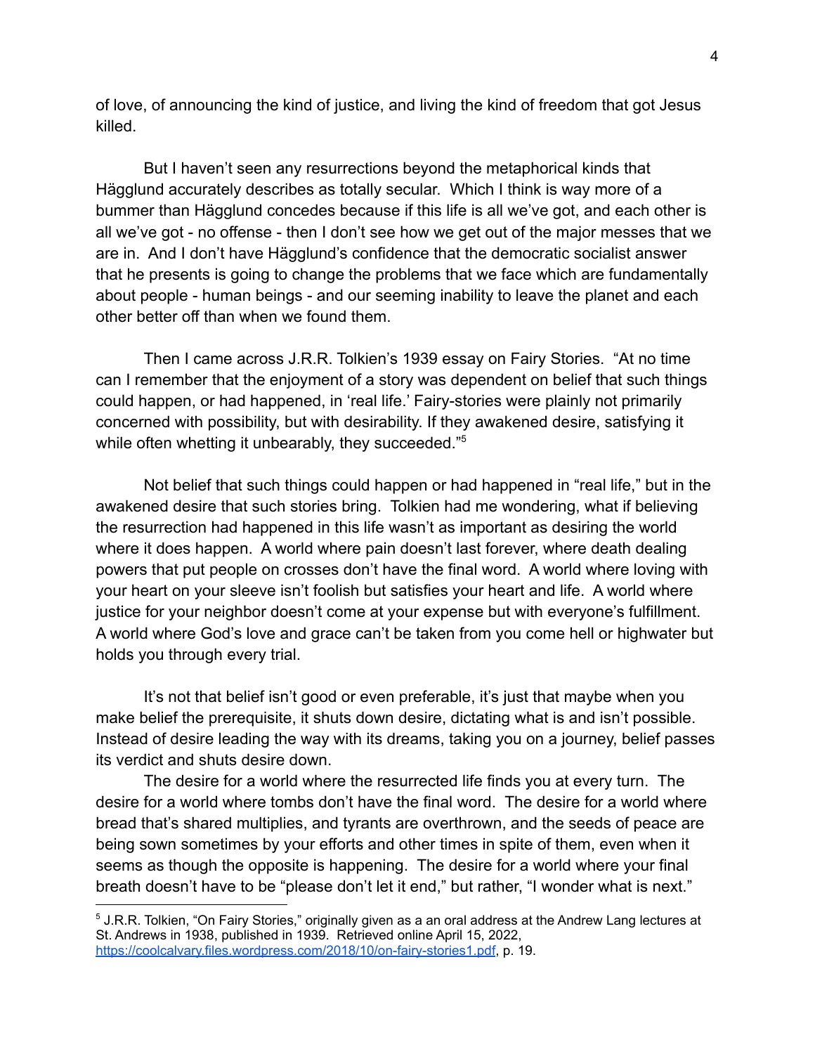of love, of announcing the kind of justice, and living the kind of freedom that got Jesus killed.

But I haven't seen any resurrections beyond the metaphorical kinds that Hägglund accurately describes as totally secular. Which I think is way more of a bummer than Hägglund concedes because if this life is all we've got, and each other is all we've got - no offense - then I don't see how we get out of the major messes that we are in. And I don't have Hägglund's confidence that the democratic socialist answer that he presents is going to change the problems that we face which are fundamentally about people - human beings - and our seeming inability to leave the planet and each other better off than when we found them.

Then I came across J.R.R. Tolkien's 1939 essay on Fairy Stories. "At no time can I remember that the enjoyment of a story was dependent on belief that such things could happen, or had happened, in 'real life.' Fairy-stories were plainly not primarily concerned with possibility, but with desirability. If they awakened desire, satisfying it while often whetting it unbearably, they succeeded."[5]

Not belief that such things could happen or had happened in "real life," but in the awakened desire that such stories bring. Tolkien had me wondering, what if believing the resurrection had happened in this life wasn't as important as desiring the world where it does happen. A world where pain doesn't last forever, where death dealing powers that put people on crosses don't have the final word. A world where loving with your heart on your sleeve isn't foolish but satisfies your heart and life. A world where justice for your neighbor doesn't come at your expense but with everyone's fulfillment. A world where God's love and grace can't be taken from you come hell or highwater but holds you through every trial.

It's not that belief isn't good or even preferable, it's just that maybe when you make belief the prerequisite, it shuts down desire, dictating what is and isn't possible. Instead of desire leading the way with its dreams, taking you on a journey, belief passes its verdict and shuts desire down.

The desire for a world where the resurrected life finds you at every turn. The desire for a world where tombs don't have the final word. The desire for a world where bread that's shared multiplies, and tyrants are overthrown, and the seeds of peace are being sown sometimes by your efforts and other times in spite of them, even when it seems as though the opposite is happening. The desire for a world where your final breath doesn't have to be "please don't let it end," but rather, "I wonder what is next."

---

[5] J.R.R. Tolkien, "On Fairy Stories," originally given as a an oral address at the Andrew Lang lectures at St. Andrews in 1938, published in 1939. Retrieved online April 15, 2022, https://coolcalvary.files.wordpress.com/2018/10/on-fairy-stories1.pdf, p. 19.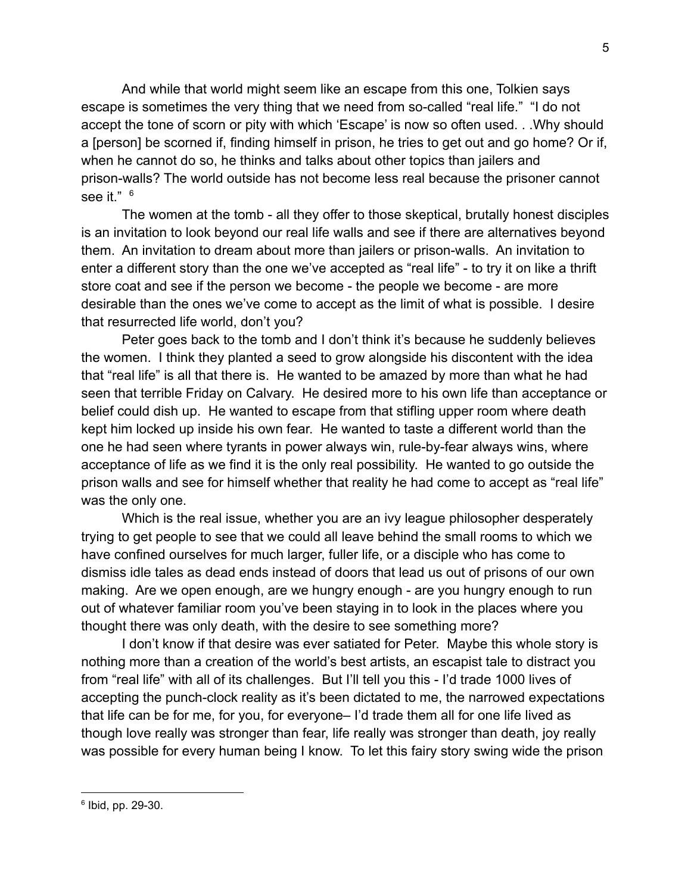And while that world might seem like an escape from this one, Tolkien says escape is sometimes the very thing that we need from so-called "real life." "I do not accept the tone of scorn or pity with which 'Escape' is now so often used. . .Why should a [person] be scorned if, finding himself in prison, he tries to get out and go home? Or if, when he cannot do so, he thinks and talks about other topics than jailers and prison-walls? The world outside has not become less real because the prisoner cannot see it." [6]

The women at the tomb - all they offer to those skeptical, brutally honest disciples is an invitation to look beyond our real life walls and see if there are alternatives beyond them. An invitation to dream about more than jailers or prison-walls. An invitation to enter a different story than the one we've accepted as "real life" - to try it on like a thrift store coat and see if the person we become - the people we become - are more desirable than the ones we've come to accept as the limit of what is possible. I desire that resurrected life world, don't you?

Peter goes back to the tomb and I don't think it's because he suddenly believes the women. I think they planted a seed to grow alongside his discontent with the idea that "real life" is all that there is. He wanted to be amazed by more than what he had seen that terrible Friday on Calvary. He desired more to his own life than acceptance or belief could dish up. He wanted to escape from that stifling upper room where death kept him locked up inside his own fear. He wanted to taste a different world than the one he had seen where tyrants in power always win, rule-by-fear always wins, where acceptance of life as we find it is the only real possibility. He wanted to go outside the prison walls and see for himself whether that reality he had come to accept as "real life" was the only one.

Which is the real issue, whether you are an ivy league philosopher desperately trying to get people to see that we could all leave behind the small rooms to which we have confined ourselves for much larger, fuller life, or a disciple who has come to dismiss idle tales as dead ends instead of doors that lead us out of prisons of our own making. Are we open enough, are we hungry enough - are you hungry enough to run out of whatever familiar room you've been staying in to look in the places where you thought there was only death, with the desire to see something more?

I don't know if that desire was ever satiated for Peter. Maybe this whole story is nothing more than a creation of the world's best artists, an escapist tale to distract you from "real life" with all of its challenges. But I'll tell you this - I'd trade 1000 lives of accepting the punch-clock reality as it's been dictated to me, the narrowed expectations that life can be for me, for you, for everyone– I'd trade them all for one life lived as though love really was stronger than fear, life really was stronger than death, joy really was possible for every human being I know. To let this fairy story swing wide the prison

---

[6] Ibid, pp. 29-30.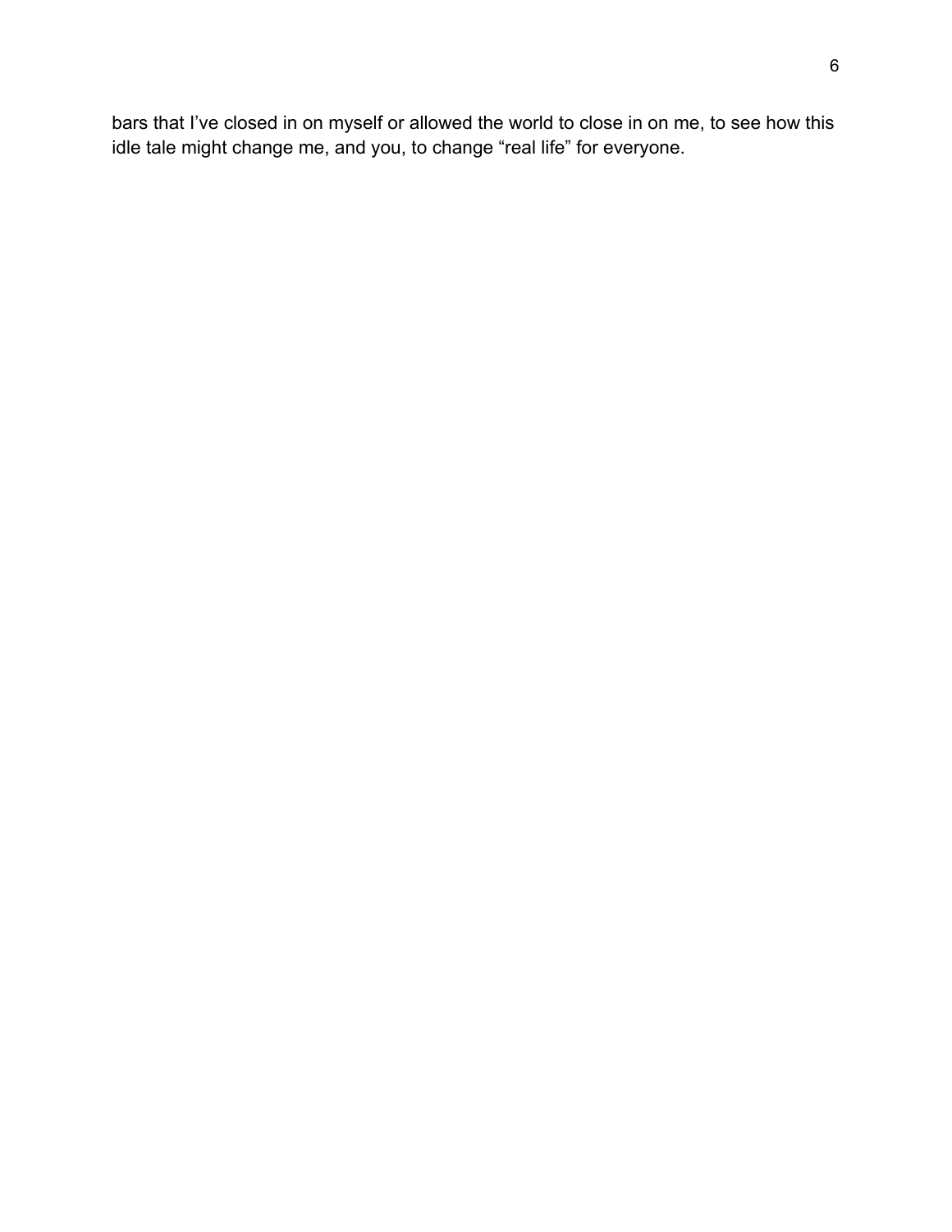bars that I've closed in on myself or allowed the world to close in on me, to see how this idle tale might change me, and you, to change "real life" for everyone.